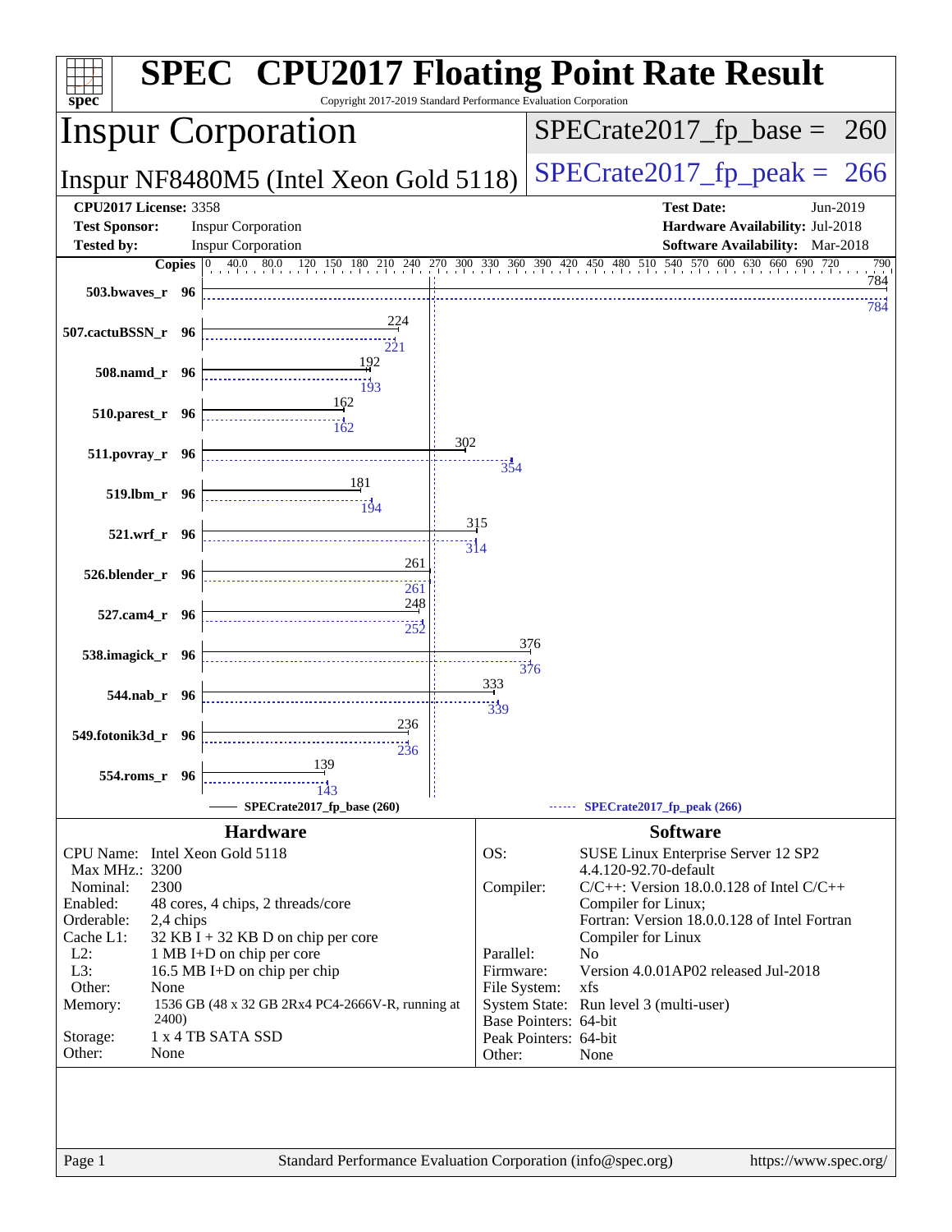# SPEC CPU2017 Floating Point Rate Result

Copyright 2017-2019 Standard Performance Evaluation Corporation

## Inspur Corporation

**Inspur NF8480M5 (Intel Xeon Gold 5118)**

SPECrate2017_fp_base = 260

SPECrate2017_fp_peak = 266

| | | | |
|---|---|---|---|
| **CPU2017 License:** | 3358 | **Test Date:** | Jun-2019 |
| **Test Sponsor:** | Inspur Corporation | **Hardware Availability:** | Jul-2018 |
| **Tested by:** | Inspur Corporation | **Software Availability:** | Mar-2018 |

| Benchmark | Copies | Base | Peak |
|---|---|---|---|
| 503.bwaves_r | 96 | 784 | 784 |
| 507.cactuBSSN_r | 96 | 224 | 221 |
| 508.namd_r | 96 | 192 | 193 |
| 510.parest_r | 96 | 162 | 162 |
| 511.povray_r | 96 | 302 | 354 |
| 519.lbm_r | 96 | 181 | 194 |
| 521.wrf_r | 96 | 315 | 314 |
| 526.blender_r | 96 | 261 | 261 |
| 527.cam4_r | 96 | 248 | 252 |
| 538.imagick_r | 96 | 376 | 376 |
| 544.nab_r | 96 | 333 | 339 |
| 549.fotonik3d_r | 96 | 236 | 236 |
| 554.roms_r | 96 | 139 | 143 |

SPECrate2017_fp_base (260) — SPECrate2017_fp_peak (266)

### Hardware

| | |
|---|---|
| CPU Name: | Intel Xeon Gold 5118 |
| Max MHz.: | 3200 |
| Nominal: | 2300 |
| Enabled: | 48 cores, 4 chips, 2 threads/core |
| Orderable: | 2,4 chips |
| Cache L1: | 32 KB I + 32 KB D on chip per core |
| L2: | 1 MB I+D on chip per core |
| L3: | 16.5 MB I+D on chip per chip |
| Other: | None |
| Memory: | 1536 GB (48 x 32 GB 2Rx4 PC4-2666V-R, running at 2400) |
| Storage: | 1 x 4 TB SATA SSD |
| Other: | None |

### Software

| | |
|---|---|
| OS: | SUSE Linux Enterprise Server 12 SP2 4.4.120-92.70-default |
| Compiler: | C/C++: Version 18.0.0.128 of Intel C/C++ Compiler for Linux; Fortran: Version 18.0.0.128 of Intel Fortran Compiler for Linux |
| Parallel: | No |
| Firmware: | Version 4.0.01AP02 released Jul-2018 |
| File System: | xfs |
| System State: | Run level 3 (multi-user) |
| Base Pointers: | 64-bit |
| Peak Pointers: | 64-bit |
| Other: | None |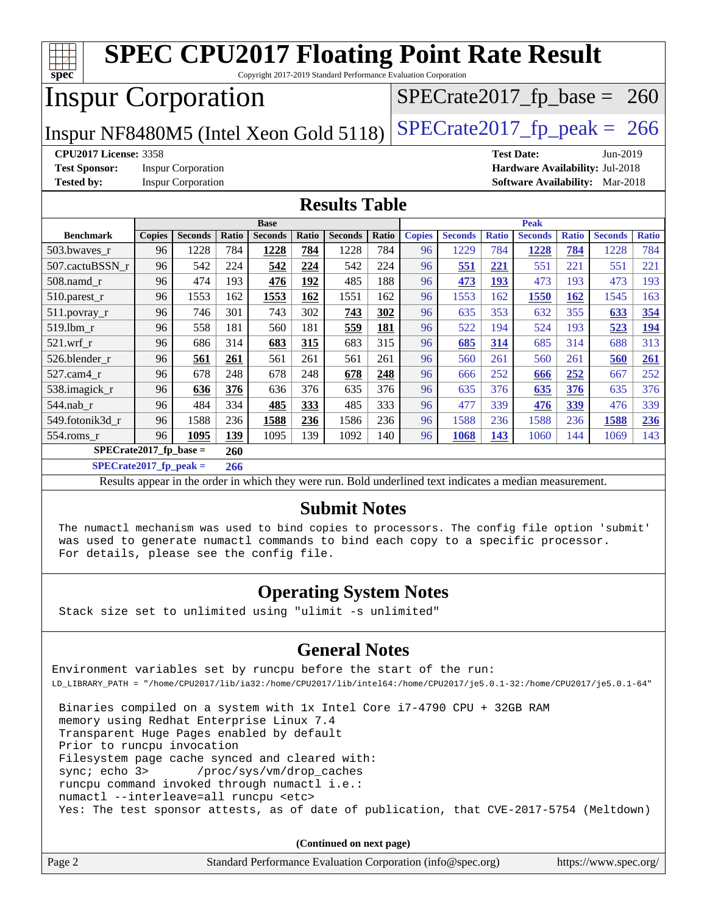# SPEC CPU2017 Floating Point Rate Result

Copyright 2017-2019 Standard Performance Evaluation Corporation

## Inspur Corporation

Inspur NF8480M5 (Intel Xeon Gold 5118)

SPECrate2017_fp_base = 260

SPECrate2017_fp_peak = 266

**CPU2017 License:** 3358
**Test Sponsor:** Inspur Corporation
**Tested by:** Inspur Corporation

**Test Date:** Jun-2019
**Hardware Availability:** Jul-2018
**Software Availability:** Mar-2018

## Results Table

| Benchmark | Base | | | | | | | Peak | | | | | | |
|---|---|---|---|---|---|---|---|---|---|---|---|---|---|---|
| | Copies | Seconds | Ratio | Seconds | Ratio | Seconds | Ratio | Copies | Seconds | Ratio | Seconds | Ratio | Seconds | Ratio |
| 503.bwaves_r | 96 | 1228 | 784 | **1228** | **784** | 1228 | 784 | 96 | 1229 | 784 | **1228** | **784** | 1228 | 784 |
| 507.cactuBSSN_r | 96 | 542 | 224 | **542** | **224** | 542 | 224 | 96 | **551** | **221** | 551 | 221 | 551 | 221 |
| 508.namd_r | 96 | 474 | 193 | **476** | **192** | 485 | 188 | 96 | **473** | **193** | 473 | 193 | 473 | 193 |
| 510.parest_r | 96 | 1553 | 162 | **1553** | **162** | 1551 | 162 | 96 | 1553 | 162 | **1550** | **162** | 1545 | 163 |
| 511.povray_r | 96 | 746 | 301 | 743 | 302 | **743** | **302** | 96 | 635 | 353 | 632 | 355 | **633** | **354** |
| 519.lbm_r | 96 | 558 | 181 | 560 | 181 | **559** | **181** | 96 | 522 | 194 | 524 | 193 | **523** | **194** |
| 521.wrf_r | 96 | 686 | 314 | **683** | **315** | 683 | 315 | 96 | **685** | **314** | 685 | 314 | 688 | 313 |
| 526.blender_r | 96 | **561** | **261** | 561 | 261 | 561 | 261 | 96 | 560 | 261 | 560 | 261 | **560** | **261** |
| 527.cam4_r | 96 | 678 | 248 | 678 | 248 | **678** | **248** | 96 | 666 | 252 | **666** | **252** | 667 | 252 |
| 538.imagick_r | 96 | **636** | **376** | 636 | 376 | 635 | 376 | 96 | 635 | 376 | **635** | **376** | 635 | 376 |
| 544.nab_r | 96 | 484 | 334 | **485** | **333** | 485 | 333 | 96 | 477 | 339 | **476** | **339** | 476 | 339 |
| 549.fotonik3d_r | 96 | 1588 | 236 | **1588** | **236** | 1586 | 236 | 96 | 1588 | 236 | 1588 | 236 | **1588** | **236** |
| 554.roms_r | 96 | **1095** | **139** | 1095 | 139 | 1092 | 140 | 96 | **1068** | **143** | 1060 | 144 | 1069 | 143 |

**SPECrate2017_fp_base = 260**

**SPECrate2017_fp_peak = 266**

Results appear in the order in which they were run. Bold underlined text indicates a median measurement.

## Submit Notes

```
The numactl mechanism was used to bind copies to processors. The config file option 'submit'
was used to generate numactl commands to bind each copy to a specific processor.
For details, please see the config file.
```

## Operating System Notes

```
Stack size set to unlimited using "ulimit -s unlimited"
```

## General Notes

```
Environment variables set by runcpu before the start of the run:
LD_LIBRARY_PATH = "/home/CPU2017/lib/ia32:/home/CPU2017/lib/intel64:/home/CPU2017/je5.0.1-32:/home/CPU2017/je5.0.1-64"

 Binaries compiled on a system with 1x Intel Core i7-4790 CPU + 32GB RAM
 memory using Redhat Enterprise Linux 7.4
 Transparent Huge Pages enabled by default
 Prior to runcpu invocation
 Filesystem page cache synced and cleared with:
 sync; echo 3>       /proc/sys/vm/drop_caches
 runcpu command invoked through numactl i.e.:
 numactl --interleave=all runcpu <etc>
 Yes: The test sponsor attests, as of date of publication, that CVE-2017-5754 (Meltdown)
```

(Continued on next page)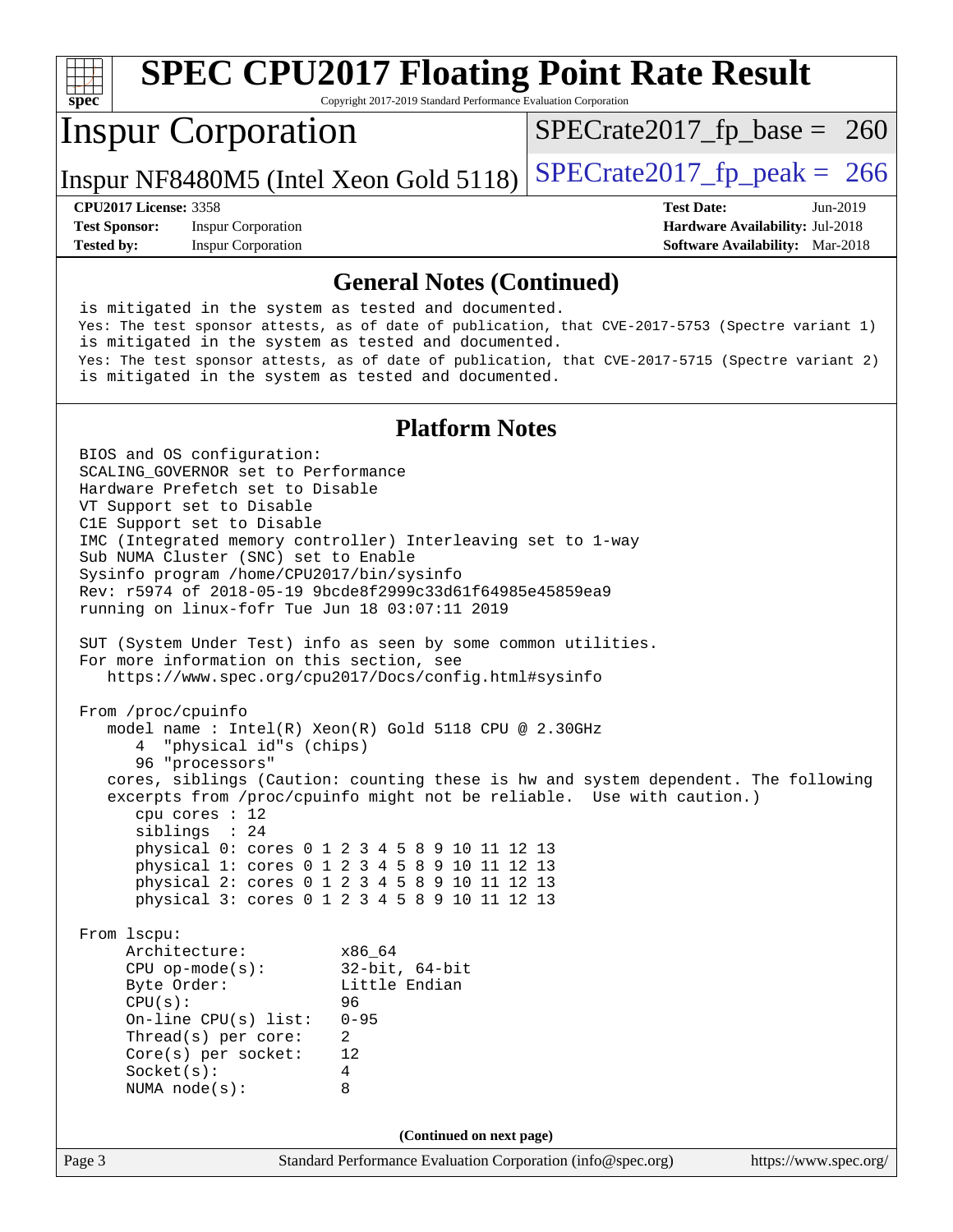# SPEC CPU2017 Floating Point Rate Result

Copyright 2017-2019 Standard Performance Evaluation Corporation

## Inspur Corporation

Inspur NF8480M5 (Intel Xeon Gold 5118)

SPECrate2017_fp_base = 260

SPECrate2017_fp_peak = 266

**CPU2017 License:** 3358
**Test Sponsor:** Inspur Corporation
**Tested by:** Inspur Corporation

**Test Date:** Jun-2019
**Hardware Availability:** Jul-2018
**Software Availability:** Mar-2018

## General Notes (Continued)

```
is mitigated in the system as tested and documented.
Yes: The test sponsor attests, as of date of publication, that CVE-2017-5753 (Spectre variant 1)
is mitigated in the system as tested and documented.
Yes: The test sponsor attests, as of date of publication, that CVE-2017-5715 (Spectre variant 2)
is mitigated in the system as tested and documented.
```

## Platform Notes

```
BIOS and OS configuration:
SCALING_GOVERNOR set to Performance
Hardware Prefetch set to Disable
VT Support set to Disable
C1E Support set to Disable
IMC (Integrated memory controller) Interleaving set to 1-way
Sub NUMA Cluster (SNC) set to Enable
Sysinfo program /home/CPU2017/bin/sysinfo
Rev: r5974 of 2018-05-19 9bcde8f2999c33d61f64985e45859ea9
running on linux-fofr Tue Jun 18 03:07:11 2019

SUT (System Under Test) info as seen by some common utilities.
For more information on this section, see
   https://www.spec.org/cpu2017/Docs/config.html#sysinfo

From /proc/cpuinfo
   model name : Intel(R) Xeon(R) Gold 5118 CPU @ 2.30GHz
      4  "physical id"s (chips)
      96 "processors"
   cores, siblings (Caution: counting these is hw and system dependent. The following
   excerpts from /proc/cpuinfo might not be reliable.  Use with caution.)
      cpu cores : 12
      siblings  : 24
      physical 0: cores 0 1 2 3 4 5 8 9 10 11 12 13
      physical 1: cores 0 1 2 3 4 5 8 9 10 11 12 13
      physical 2: cores 0 1 2 3 4 5 8 9 10 11 12 13
      physical 3: cores 0 1 2 3 4 5 8 9 10 11 12 13

From lscpu:
     Architecture:          x86_64
     CPU op-mode(s):        32-bit, 64-bit
     Byte Order:            Little Endian
     CPU(s):                96
     On-line CPU(s) list:   0-95
     Thread(s) per core:    2
     Core(s) per socket:    12
     Socket(s):             4
     NUMA node(s):          8
```

(Continued on next page)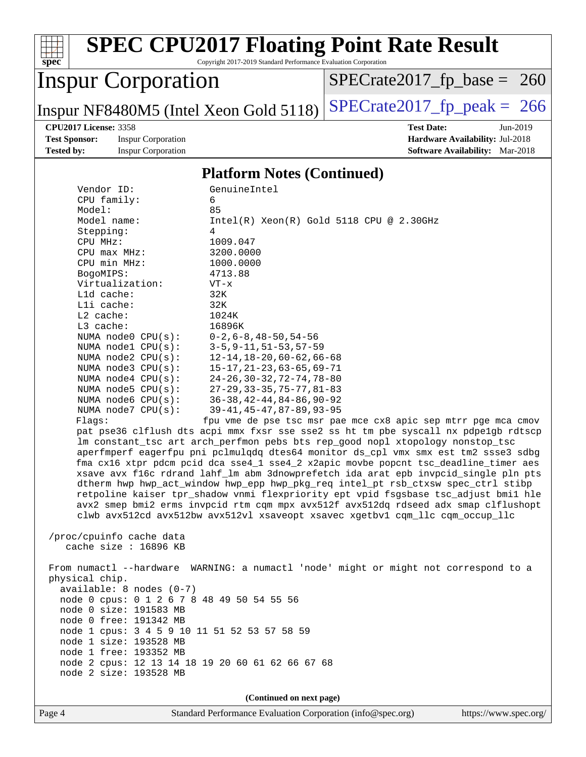## Platform Notes (Continued)

```
      Vendor ID:             GenuineIntel
      CPU family:            6
      Model:                 85
      Model name:            Intel(R) Xeon(R) Gold 5118 CPU @ 2.30GHz
      Stepping:              4
      CPU MHz:               1009.047
      CPU max MHz:           3200.0000
      CPU min MHz:           1000.0000
      BogoMIPS:              4713.88
      Virtualization:        VT-x
      L1d cache:             32K
      L1i cache:             32K
      L2 cache:              1024K
      L3 cache:              16896K
      NUMA node0 CPU(s):     0-2,6-8,48-50,54-56
      NUMA node1 CPU(s):     3-5,9-11,51-53,57-59
      NUMA node2 CPU(s):     12-14,18-20,60-62,66-68
      NUMA node3 CPU(s):     15-17,21-23,63-65,69-71
      NUMA node4 CPU(s):     24-26,30-32,72-74,78-80
      NUMA node5 CPU(s):     27-29,33-35,75-77,81-83
      NUMA node6 CPU(s):     36-38,42-44,84-86,90-92
      NUMA node7 CPU(s):     39-41,45-47,87-89,93-95
      Flags:                fpu vme de pse tsc msr pae mce cx8 apic sep mtrr pge mca cmov
      pat pse36 clflush dts acpi mmx fxsr sse sse2 ss ht tm pbe syscall nx pdpe1gb rdtscp
      lm constant_tsc art arch_perfmon pebs bts rep_good nopl xtopology nonstop_tsc
      aperfmperf eagerfpu pni pclmulqdq dtes64 monitor ds_cpl vmx smx est tm2 ssse3 sdbg
      fma cx16 xtpr pdcm pcid dca sse4_1 sse4_2 x2apic movbe popcnt tsc_deadline_timer aes
      xsave avx f16c rdrand lahf_lm abm 3dnowprefetch ida arat epb invpcid_single pln pts
      dtherm hwp hwp_act_window hwp_epp hwp_pkg_req intel_pt rsb_ctxsw spec_ctrl stibp
      retpoline kaiser tpr_shadow vnmi flexpriority ept vpid fsgsbase tsc_adjust bmi1 hle
      avx2 smep bmi2 erms invpcid rtm cqm mpx avx512f avx512dq rdseed adx smap clflushopt
      clwb avx512cd avx512bw avx512vl xsaveopt xsavec xgetbv1 cqm_llc cqm_occup_llc

 /proc/cpuinfo cache data
    cache size : 16896 KB

 From numactl --hardware  WARNING: a numactl 'node' might or might not correspond to a
 physical chip.
   available: 8 nodes (0-7)
   node 0 cpus: 0 1 2 6 7 8 48 49 50 54 55 56
   node 0 size: 191583 MB
   node 0 free: 191342 MB
   node 1 cpus: 3 4 5 9 10 11 51 52 53 57 58 59
   node 1 size: 193528 MB
   node 1 free: 193352 MB
   node 2 cpus: 12 13 14 18 19 20 60 61 62 66 67 68
   node 2 size: 193528 MB
```

(Continued on next page)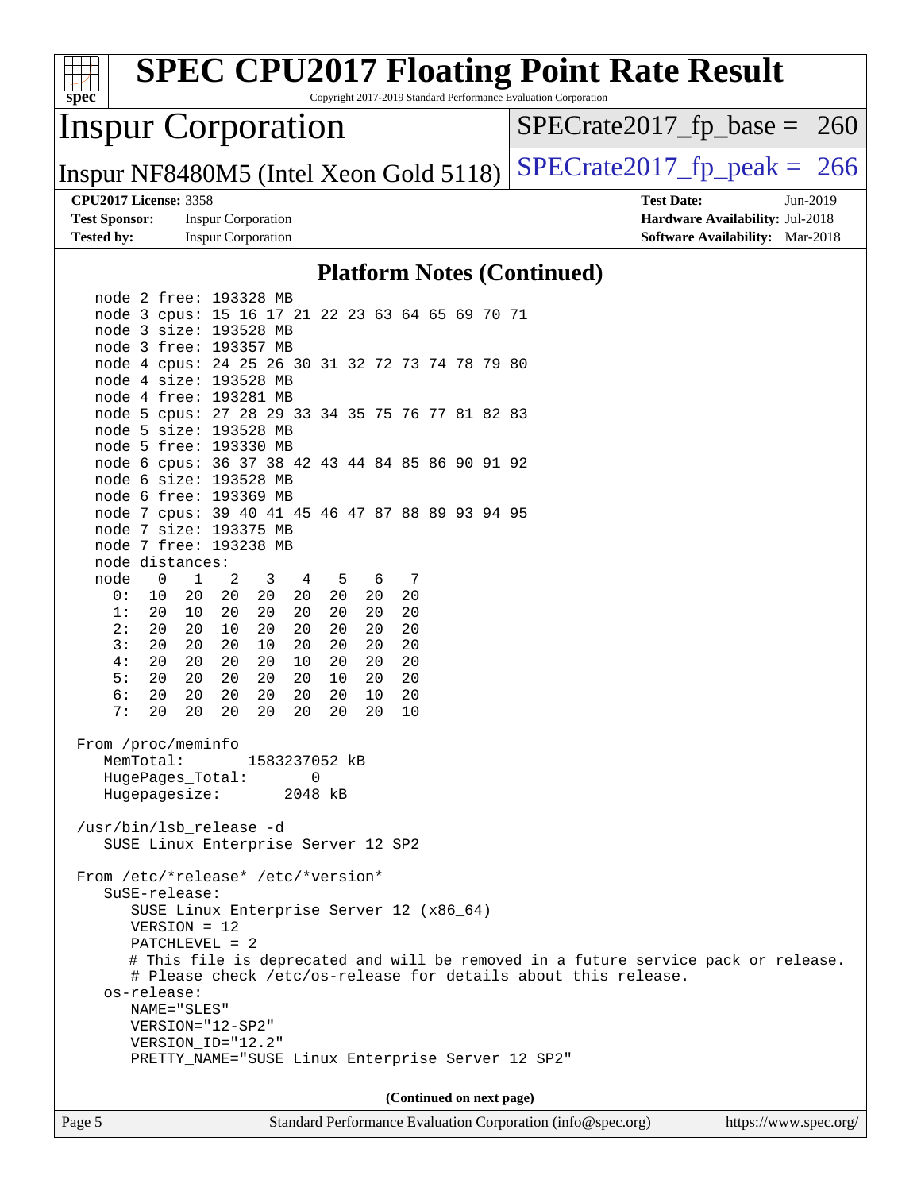### Platform Notes (Continued)

```
  node 2 free: 193328 MB
  node 3 cpus: 15 16 17 21 22 23 63 64 65 69 70 71
  node 3 size: 193528 MB
  node 3 free: 193357 MB
  node 4 cpus: 24 25 26 30 31 32 72 73 74 78 79 80
  node 4 size: 193528 MB
  node 4 free: 193281 MB
  node 5 cpus: 27 28 29 33 34 35 75 76 77 81 82 83
  node 5 size: 193528 MB
  node 5 free: 193330 MB
  node 6 cpus: 36 37 38 42 43 44 84 85 86 90 91 92
  node 6 size: 193528 MB
  node 6 free: 193369 MB
  node 7 cpus: 39 40 41 45 46 47 87 88 89 93 94 95
  node 7 size: 193375 MB
  node 7 free: 193238 MB
  node distances:
  node   0   1   2   3   4   5   6   7
    0:  10  20  20  20  20  20  20  20
    1:  20  10  20  20  20  20  20  20
    2:  20  20  10  20  20  20  20  20
    3:  20  20  20  10  20  20  20  20
    4:  20  20  20  20  10  20  20  20
    5:  20  20  20  20  20  10  20  20
    6:  20  20  20  20  20  20  10  20
    7:  20  20  20  20  20  20  20  10

From /proc/meminfo
   MemTotal:       1583237052 kB
   HugePages_Total:       0
   Hugepagesize:       2048 kB

/usr/bin/lsb_release -d
   SUSE Linux Enterprise Server 12 SP2

From /etc/*release* /etc/*version*
   SuSE-release:
      SUSE Linux Enterprise Server 12 (x86_64)
      VERSION = 12
      PATCHLEVEL = 2
      # This file is deprecated and will be removed in a future service pack or release.
      # Please check /etc/os-release for details about this release.
   os-release:
      NAME="SLES"
      VERSION="12-SP2"
      VERSION_ID="12.2"
      PRETTY_NAME="SUSE Linux Enterprise Server 12 SP2"
```

(Continued on next page)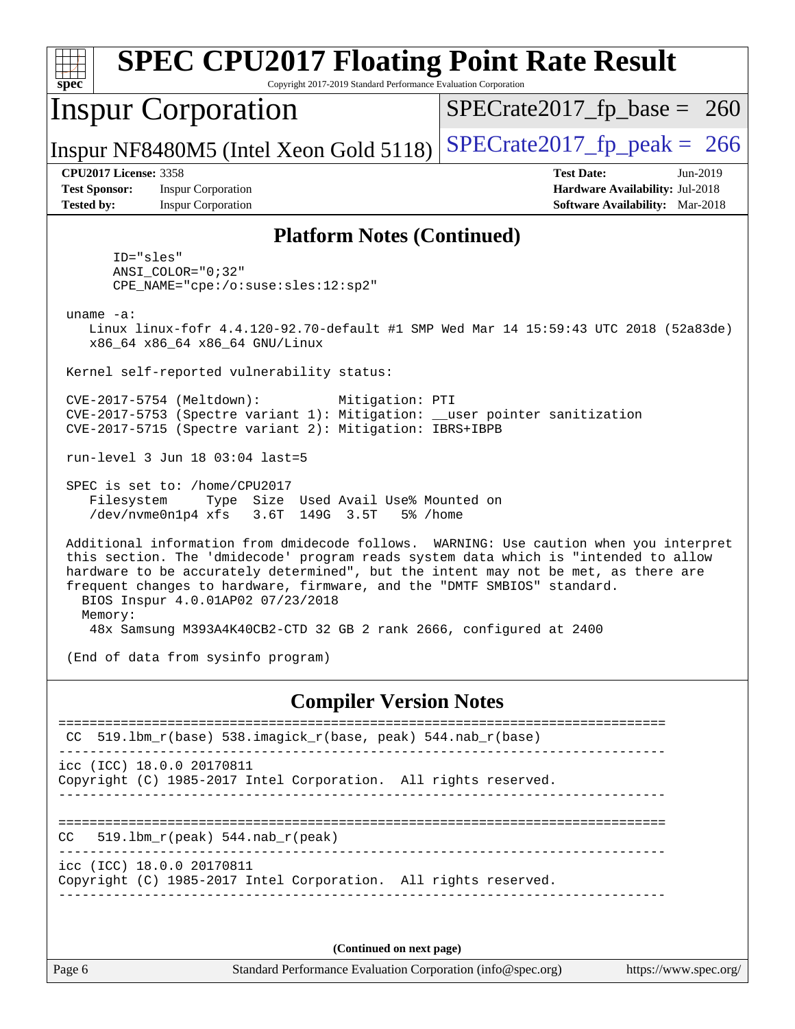# SPEC CPU2017 Floating Point Rate Result

Copyright 2017-2019 Standard Performance Evaluation Corporation

## Inspur Corporation

Inspur NF8480M5 (Intel Xeon Gold 5118)

SPECrate2017_fp_base = 260

SPECrate2017_fp_peak = 266

**CPU2017 License:** 3358
**Test Sponsor:** Inspur Corporation
**Tested by:** Inspur Corporation

**Test Date:** Jun-2019
**Hardware Availability:** Jul-2018
**Software Availability:** Mar-2018

### Platform Notes (Continued)

```
      ID="sles"
      ANSI_COLOR="0;32"
      CPE_NAME="cpe:/o:suse:sles:12:sp2"

 uname -a:
    Linux linux-fofr 4.4.120-92.70-default #1 SMP Wed Mar 14 15:59:43 UTC 2018 (52a83de)
    x86_64 x86_64 x86_64 GNU/Linux

 Kernel self-reported vulnerability status:

 CVE-2017-5754 (Meltdown):          Mitigation: PTI
 CVE-2017-5753 (Spectre variant 1): Mitigation: __user pointer sanitization
 CVE-2017-5715 (Spectre variant 2): Mitigation: IBRS+IBPB

 run-level 3 Jun 18 03:04 last=5

 SPEC is set to: /home/CPU2017
    Filesystem     Type  Size  Used Avail Use% Mounted on
    /dev/nvme0n1p4 xfs   3.6T  149G  3.5T   5% /home

 Additional information from dmidecode follows.  WARNING: Use caution when you interpret
 this section. The 'dmidecode' program reads system data which is "intended to allow
 hardware to be accurately determined", but the intent may not be met, as there are
 frequent changes to hardware, firmware, and the "DMTF SMBIOS" standard.
   BIOS Inspur 4.0.01AP02 07/23/2018
   Memory:
    48x Samsung M393A4K40CB2-CTD 32 GB 2 rank 2666, configured at 2400

 (End of data from sysinfo program)
```

### Compiler Version Notes

```
==============================================================================
 CC  519.lbm_r(base) 538.imagick_r(base, peak) 544.nab_r(base)
------------------------------------------------------------------------------
icc (ICC) 18.0.0 20170811
Copyright (C) 1985-2017 Intel Corporation.  All rights reserved.
------------------------------------------------------------------------------

==============================================================================
CC   519.lbm_r(peak) 544.nab_r(peak)
------------------------------------------------------------------------------
icc (ICC) 18.0.0 20170811
Copyright (C) 1985-2017 Intel Corporation.  All rights reserved.
------------------------------------------------------------------------------
```

(Continued on next page)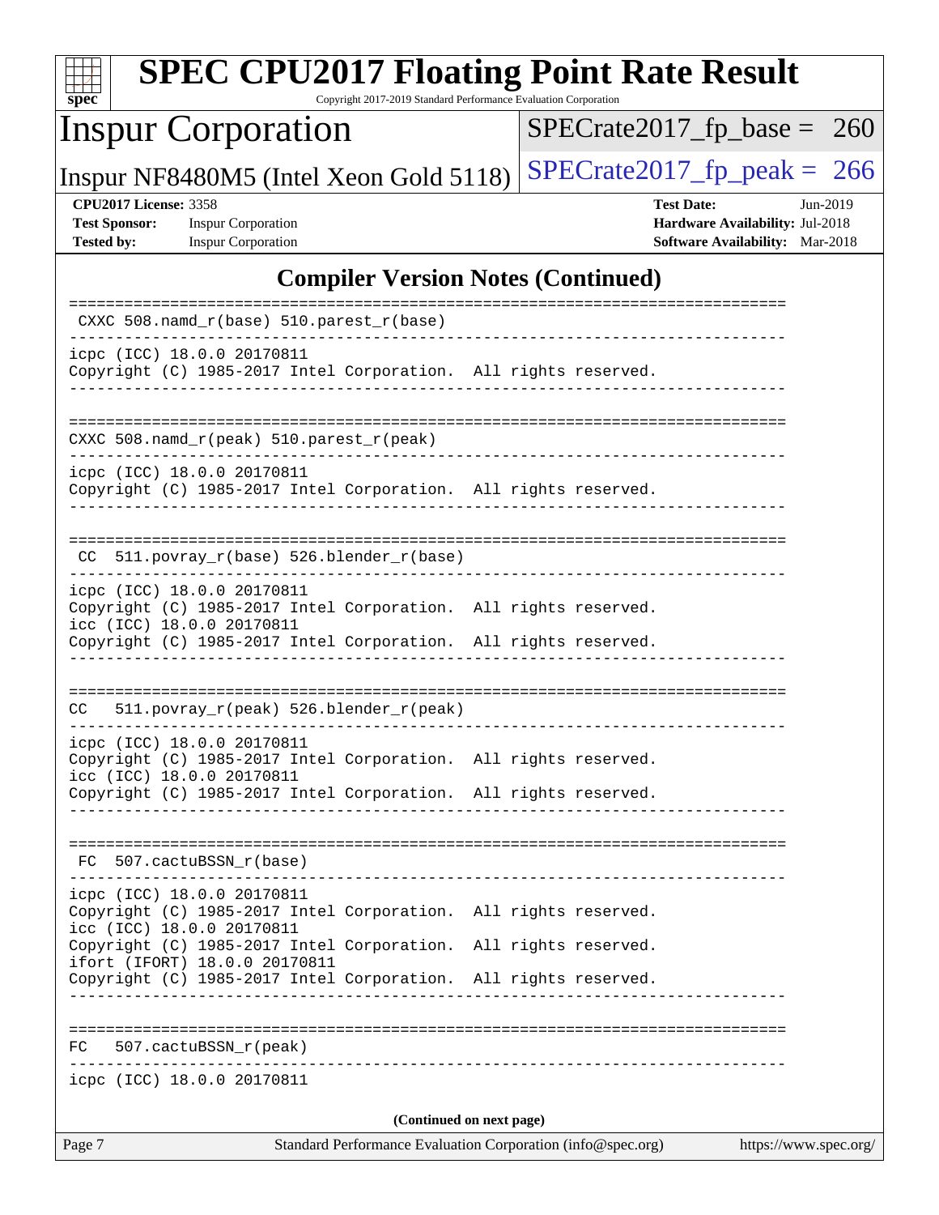## Compiler Version Notes (Continued)

```
==============================================================================
 CXXC 508.namd_r(base) 510.parest_r(base)
------------------------------------------------------------------------------
icpc (ICC) 18.0.0 20170811
Copyright (C) 1985-2017 Intel Corporation.  All rights reserved.
------------------------------------------------------------------------------

==============================================================================
CXXC 508.namd_r(peak) 510.parest_r(peak)
------------------------------------------------------------------------------
icpc (ICC) 18.0.0 20170811
Copyright (C) 1985-2017 Intel Corporation.  All rights reserved.
------------------------------------------------------------------------------

==============================================================================
 CC  511.povray_r(base) 526.blender_r(base)
------------------------------------------------------------------------------
icpc (ICC) 18.0.0 20170811
Copyright (C) 1985-2017 Intel Corporation.  All rights reserved.
icc (ICC) 18.0.0 20170811
Copyright (C) 1985-2017 Intel Corporation.  All rights reserved.
------------------------------------------------------------------------------

==============================================================================
CC   511.povray_r(peak) 526.blender_r(peak)
------------------------------------------------------------------------------
icpc (ICC) 18.0.0 20170811
Copyright (C) 1985-2017 Intel Corporation.  All rights reserved.
icc (ICC) 18.0.0 20170811
Copyright (C) 1985-2017 Intel Corporation.  All rights reserved.
------------------------------------------------------------------------------

==============================================================================
 FC  507.cactuBSSN_r(base)
------------------------------------------------------------------------------
icpc (ICC) 18.0.0 20170811
Copyright (C) 1985-2017 Intel Corporation.  All rights reserved.
icc (ICC) 18.0.0 20170811
Copyright (C) 1985-2017 Intel Corporation.  All rights reserved.
ifort (IFORT) 18.0.0 20170811
Copyright (C) 1985-2017 Intel Corporation.  All rights reserved.
------------------------------------------------------------------------------

==============================================================================
FC   507.cactuBSSN_r(peak)
------------------------------------------------------------------------------
icpc (ICC) 18.0.0 20170811
```

**(Continued on next page)**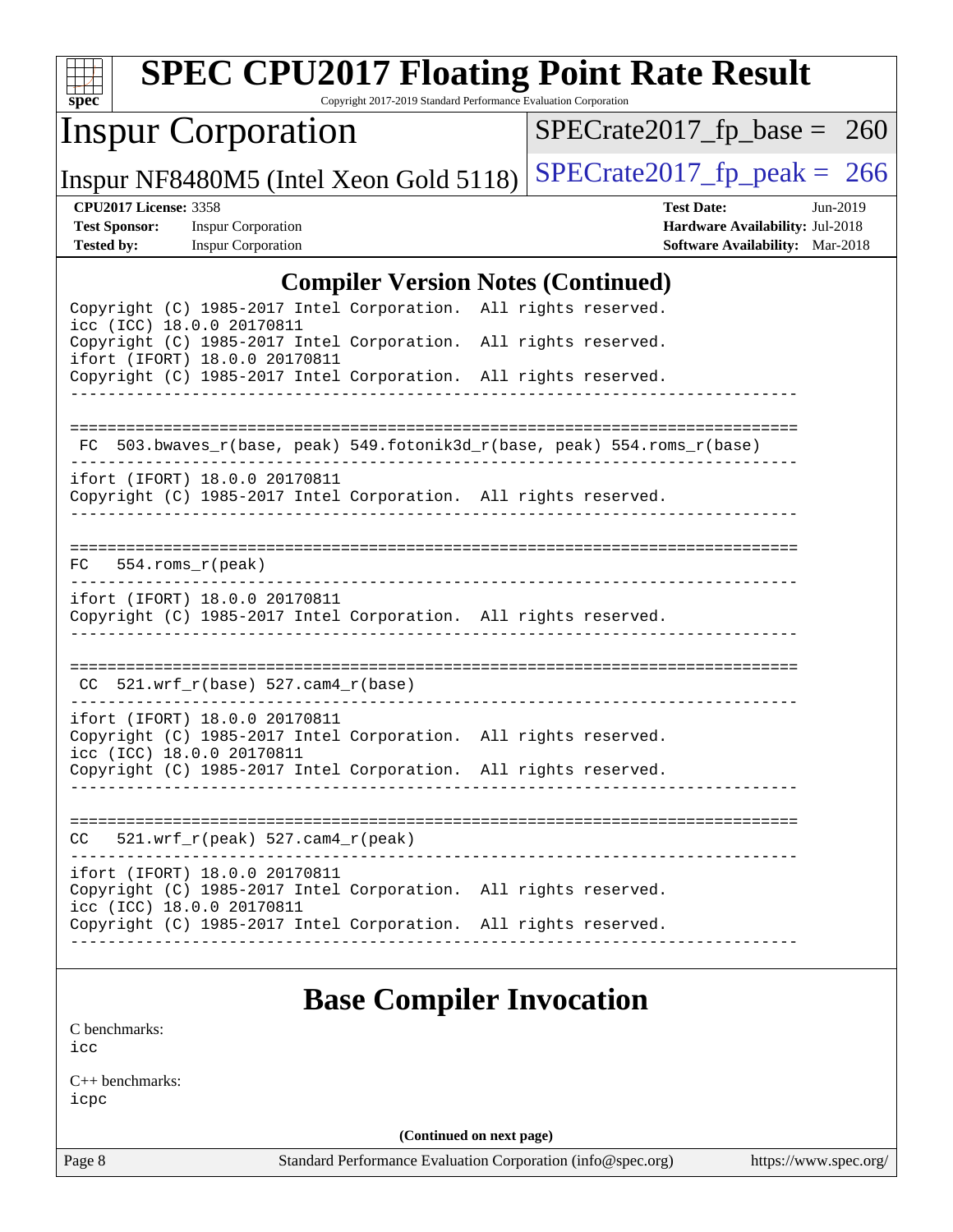## Compiler Version Notes (Continued)

```
Copyright (C) 1985-2017 Intel Corporation.  All rights reserved.
icc (ICC) 18.0.0 20170811
Copyright (C) 1985-2017 Intel Corporation.  All rights reserved.
ifort (IFORT) 18.0.0 20170811
Copyright (C) 1985-2017 Intel Corporation.  All rights reserved.
------------------------------------------------------------------------------

==============================================================================
 FC  503.bwaves_r(base, peak) 549.fotonik3d_r(base, peak) 554.roms_r(base)
------------------------------------------------------------------------------
ifort (IFORT) 18.0.0 20170811
Copyright (C) 1985-2017 Intel Corporation.  All rights reserved.
------------------------------------------------------------------------------

==============================================================================
FC   554.roms_r(peak)
------------------------------------------------------------------------------
ifort (IFORT) 18.0.0 20170811
Copyright (C) 1985-2017 Intel Corporation.  All rights reserved.
------------------------------------------------------------------------------

==============================================================================
 CC  521.wrf_r(base) 527.cam4_r(base)
------------------------------------------------------------------------------
ifort (IFORT) 18.0.0 20170811
Copyright (C) 1985-2017 Intel Corporation.  All rights reserved.
icc (ICC) 18.0.0 20170811
Copyright (C) 1985-2017 Intel Corporation.  All rights reserved.
------------------------------------------------------------------------------

==============================================================================
CC   521.wrf_r(peak) 527.cam4_r(peak)
------------------------------------------------------------------------------
ifort (IFORT) 18.0.0 20170811
Copyright (C) 1985-2017 Intel Corporation.  All rights reserved.
icc (ICC) 18.0.0 20170811
Copyright (C) 1985-2017 Intel Corporation.  All rights reserved.
------------------------------------------------------------------------------
```

## Base Compiler Invocation

C benchmarks:
icc

C++ benchmarks:
icpc

**(Continued on next page)**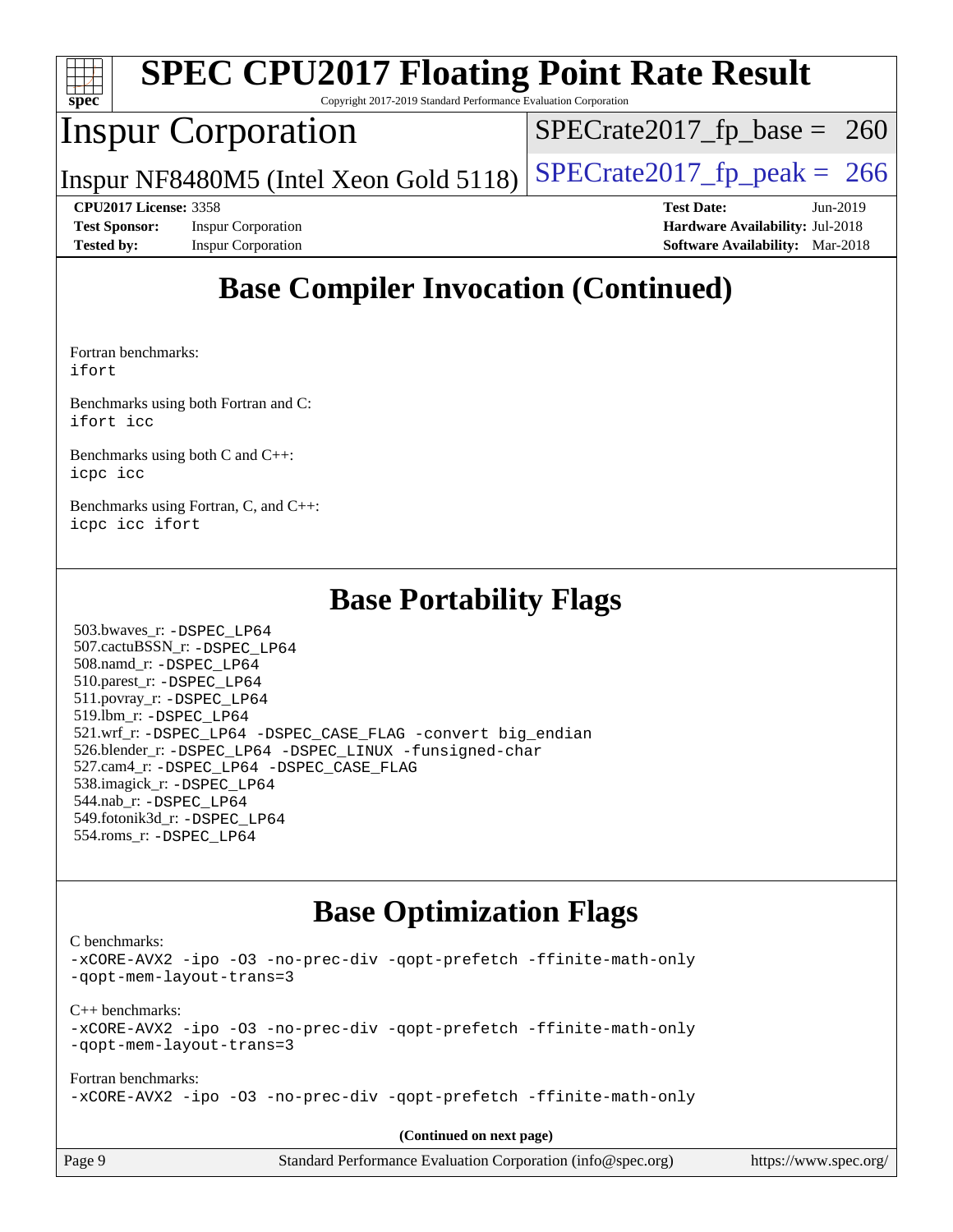## Base Compiler Invocation (Continued)

Fortran benchmarks:
ifort

Benchmarks using both Fortran and C:
ifort icc

Benchmarks using both C and C++:
icpc icc

Benchmarks using Fortran, C, and C++:
icpc icc ifort

## Base Portability Flags

503.bwaves_r: -DSPEC_LP64
507.cactuBSSN_r: -DSPEC_LP64
508.namd_r: -DSPEC_LP64
510.parest_r: -DSPEC_LP64
511.povray_r: -DSPEC_LP64
519.lbm_r: -DSPEC_LP64
521.wrf_r: -DSPEC_LP64 -DSPEC_CASE_FLAG -convert big_endian
526.blender_r: -DSPEC_LP64 -DSPEC_LINUX -funsigned-char
527.cam4_r: -DSPEC_LP64 -DSPEC_CASE_FLAG
538.imagick_r: -DSPEC_LP64
544.nab_r: -DSPEC_LP64
549.fotonik3d_r: -DSPEC_LP64
554.roms_r: -DSPEC_LP64

## Base Optimization Flags

C benchmarks:
-xCORE-AVX2 -ipo -O3 -no-prec-div -qopt-prefetch -ffinite-math-only
-qopt-mem-layout-trans=3

C++ benchmarks:
-xCORE-AVX2 -ipo -O3 -no-prec-div -qopt-prefetch -ffinite-math-only
-qopt-mem-layout-trans=3

Fortran benchmarks:
-xCORE-AVX2 -ipo -O3 -no-prec-div -qopt-prefetch -ffinite-math-only

**(Continued on next page)**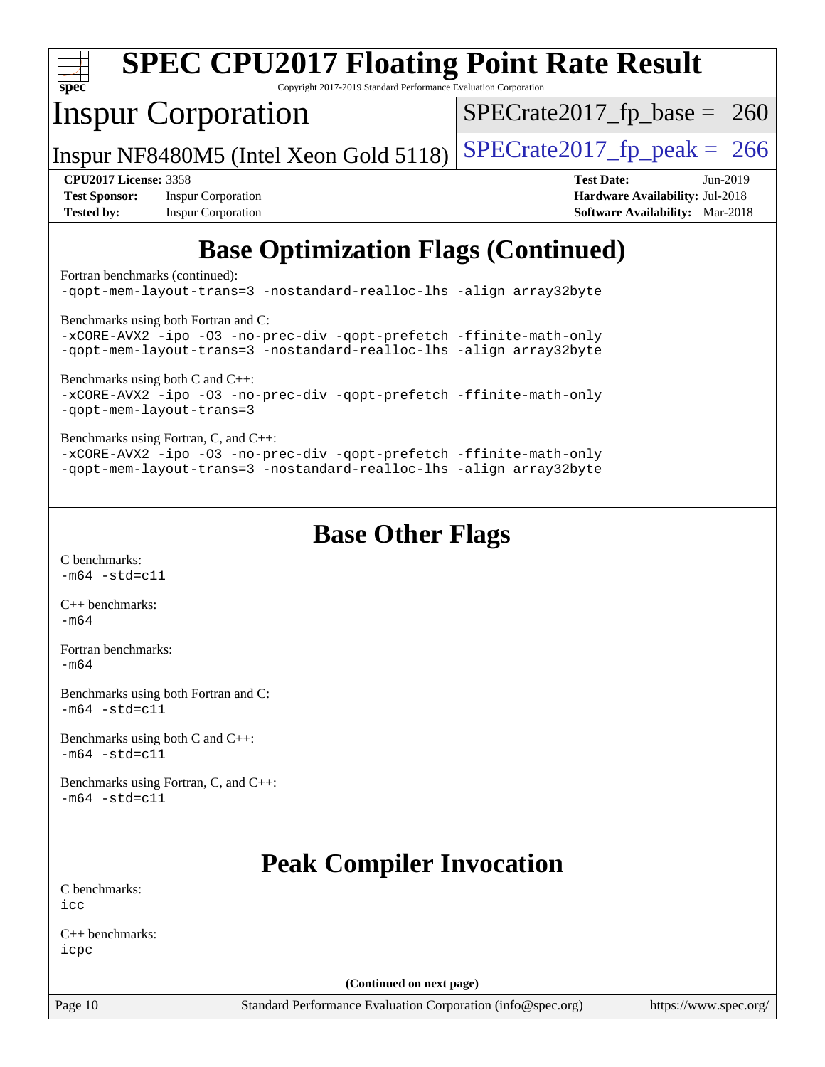## Base Optimization Flags (Continued)

Fortran benchmarks (continued):
```
-qopt-mem-layout-trans=3 -nostandard-realloc-lhs -align array32byte
```

Benchmarks using both Fortran and C:
```
-xCORE-AVX2 -ipo -O3 -no-prec-div -qopt-prefetch -ffinite-math-only
-qopt-mem-layout-trans=3 -nostandard-realloc-lhs -align array32byte
```

Benchmarks using both C and C++:
```
-xCORE-AVX2 -ipo -O3 -no-prec-div -qopt-prefetch -ffinite-math-only
-qopt-mem-layout-trans=3
```

Benchmarks using Fortran, C, and C++:
```
-xCORE-AVX2 -ipo -O3 -no-prec-div -qopt-prefetch -ffinite-math-only
-qopt-mem-layout-trans=3 -nostandard-realloc-lhs -align array32byte
```

## Base Other Flags

C benchmarks:
```
-m64 -std=c11
```

C++ benchmarks:
```
-m64
```

Fortran benchmarks:
```
-m64
```

Benchmarks using both Fortran and C:
```
-m64 -std=c11
```

Benchmarks using both C and C++:
```
-m64 -std=c11
```

Benchmarks using Fortran, C, and C++:
```
-m64 -std=c11
```

## Peak Compiler Invocation

C benchmarks:
```
icc
```

C++ benchmarks:
```
icpc
```

**(Continued on next page)**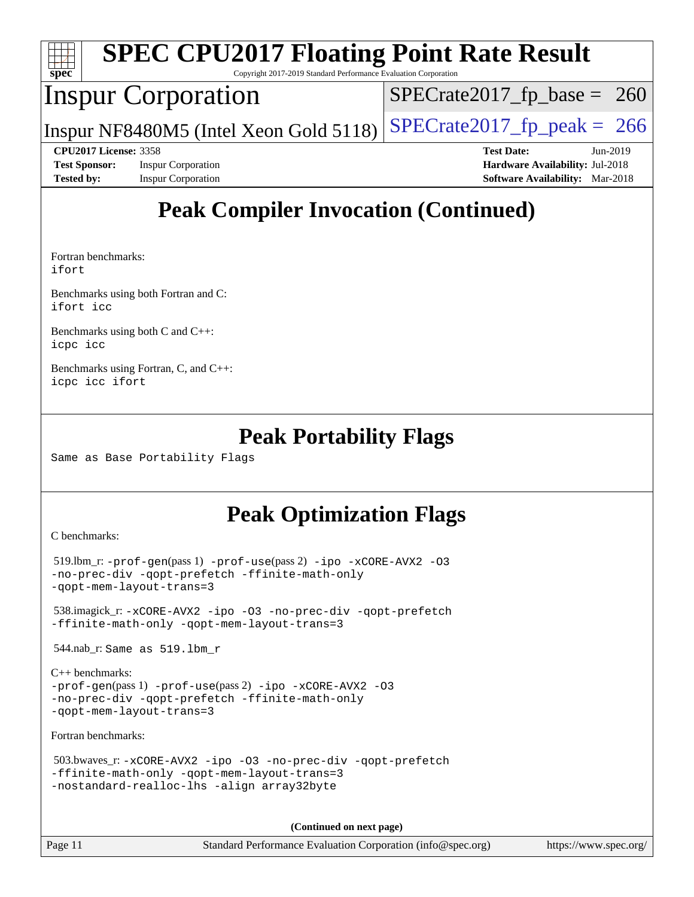## Peak Compiler Invocation (Continued)

Fortran benchmarks:
ifort

Benchmarks using both Fortran and C:
ifort icc

Benchmarks using both C and C++:
icpc icc

Benchmarks using Fortran, C, and C++:
icpc icc ifort

## Peak Portability Flags

Same as Base Portability Flags

## Peak Optimization Flags

C benchmarks:

519.lbm_r: -prof-gen(pass 1) -prof-use(pass 2) -ipo -xCORE-AVX2 -O3 -no-prec-div -qopt-prefetch -ffinite-math-only -qopt-mem-layout-trans=3

538.imagick_r: -xCORE-AVX2 -ipo -O3 -no-prec-div -qopt-prefetch -ffinite-math-only -qopt-mem-layout-trans=3

544.nab_r: Same as 519.lbm_r

C++ benchmarks:
-prof-gen(pass 1) -prof-use(pass 2) -ipo -xCORE-AVX2 -O3 -no-prec-div -qopt-prefetch -ffinite-math-only -qopt-mem-layout-trans=3

Fortran benchmarks:

503.bwaves_r: -xCORE-AVX2 -ipo -O3 -no-prec-div -qopt-prefetch -ffinite-math-only -qopt-mem-layout-trans=3 -nostandard-realloc-lhs -align array32byte

(Continued on next page)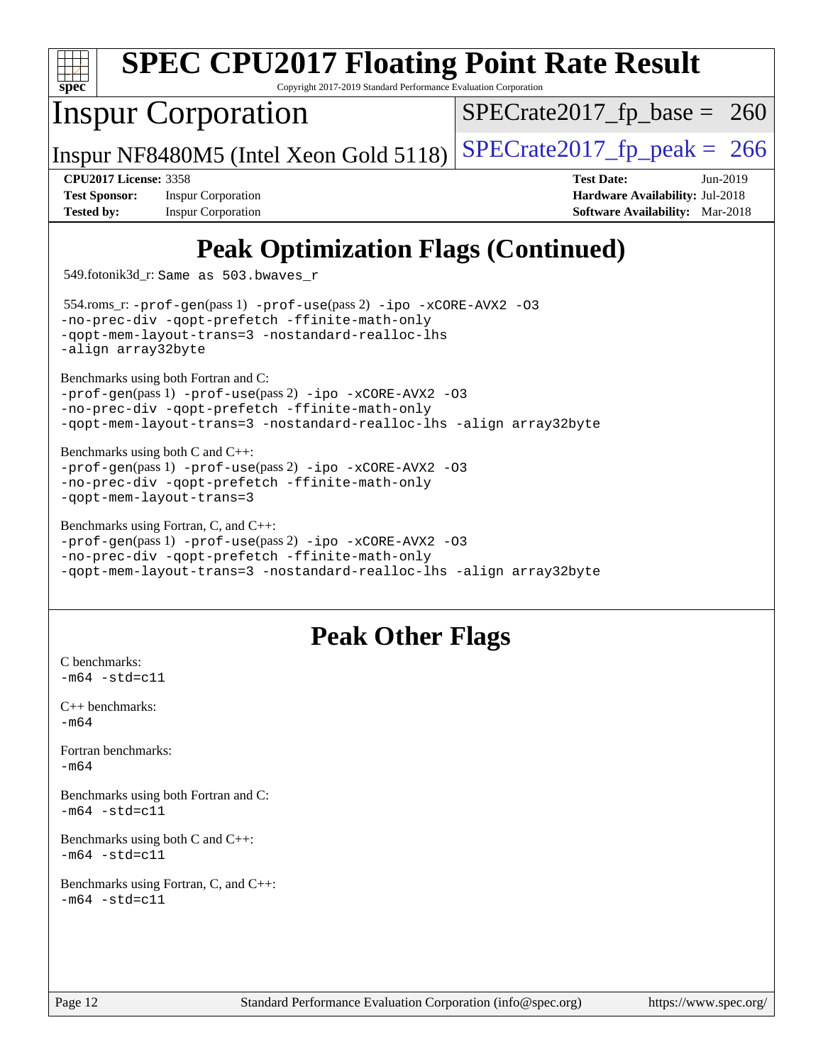# Peak Optimization Flags (Continued)

549.fotonik3d_r: Same as 503.bwaves_r

554.roms_r: -prof-gen(pass 1) -prof-use(pass 2) -ipo -xCORE-AVX2 -O3 -no-prec-div -qopt-prefetch -ffinite-math-only -qopt-mem-layout-trans=3 -nostandard-realloc-lhs -align array32byte

Benchmarks using both Fortran and C:
-prof-gen(pass 1) -prof-use(pass 2) -ipo -xCORE-AVX2 -O3 -no-prec-div -qopt-prefetch -ffinite-math-only -qopt-mem-layout-trans=3 -nostandard-realloc-lhs -align array32byte

Benchmarks using both C and C++:
-prof-gen(pass 1) -prof-use(pass 2) -ipo -xCORE-AVX2 -O3 -no-prec-div -qopt-prefetch -ffinite-math-only -qopt-mem-layout-trans=3

Benchmarks using Fortran, C, and C++:
-prof-gen(pass 1) -prof-use(pass 2) -ipo -xCORE-AVX2 -O3 -no-prec-div -qopt-prefetch -ffinite-math-only -qopt-mem-layout-trans=3 -nostandard-realloc-lhs -align array32byte

# Peak Other Flags

C benchmarks:
-m64 -std=c11

C++ benchmarks:
-m64

Fortran benchmarks:
-m64

Benchmarks using both Fortran and C:
-m64 -std=c11

Benchmarks using both C and C++:
-m64 -std=c11

Benchmarks using Fortran, C, and C++:
-m64 -std=c11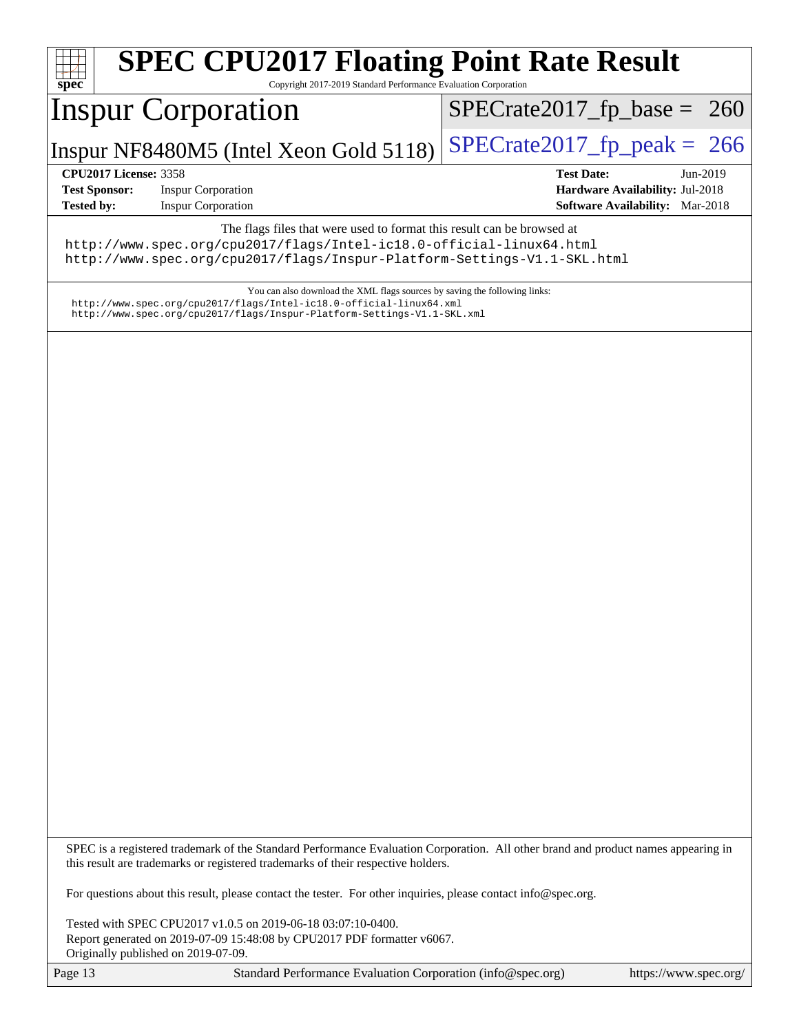The flags files that were used to format this result can be browsed at
http://www.spec.org/cpu2017/flags/Intel-ic18.0-official-linux64.html
http://www.spec.org/cpu2017/flags/Inspur-Platform-Settings-V1.1-SKL.html

You can also download the XML flags sources by saving the following links:
http://www.spec.org/cpu2017/flags/Intel-ic18.0-official-linux64.xml
http://www.spec.org/cpu2017/flags/Inspur-Platform-Settings-V1.1-SKL.xml

SPEC is a registered trademark of the Standard Performance Evaluation Corporation. All other brand and product names appearing in this result are trademarks or registered trademarks of their respective holders.

For questions about this result, please contact the tester. For other inquiries, please contact info@spec.org.

Tested with SPEC CPU2017 v1.0.5 on 2019-06-18 03:07:10-0400.
Report generated on 2019-07-09 15:48:08 by CPU2017 PDF formatter v6067.
Originally published on 2019-07-09.